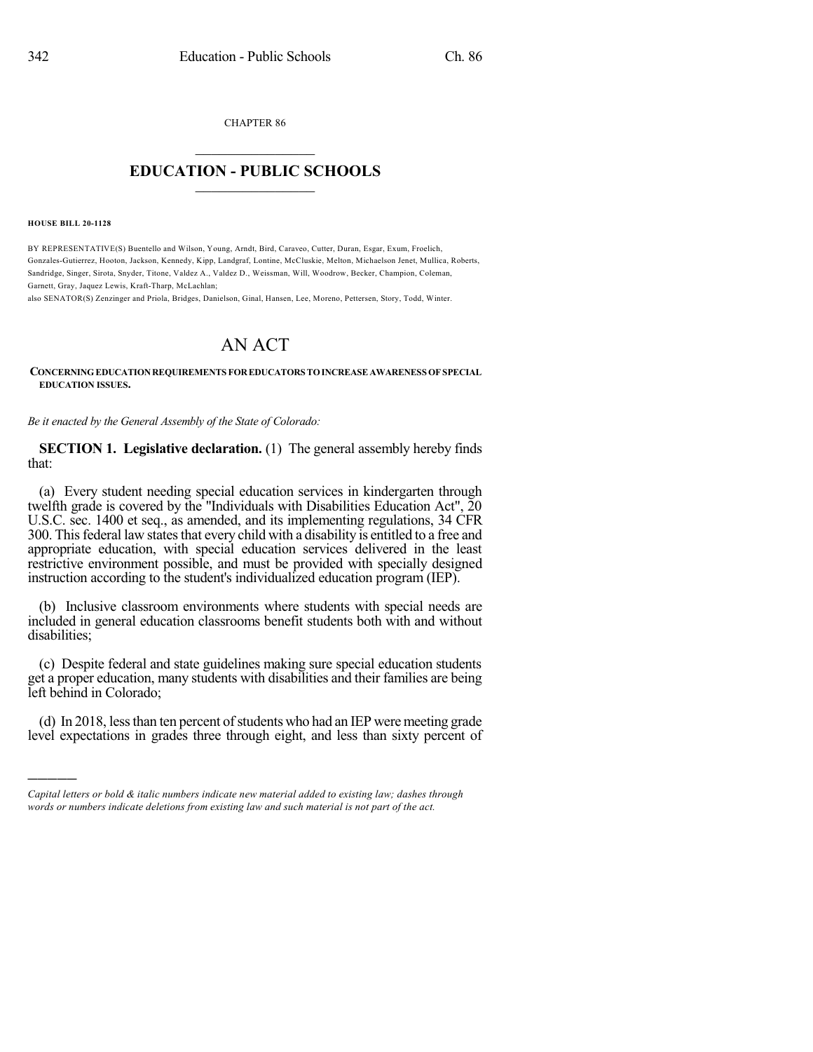CHAPTER 86

# EDUCATION - PUBLIC SCHOOLS

**HOUSE BILL 20-1128**

BY REPRESENTATIVE(S) Buentello and Wilson, Young, Arndt, Bird, Caraveo, Cutter, Duran, Esgar, Exum, Froelich, Gonzales-Gutierrez, Hooton, Jackson, Kennedy, Kipp, Landgraf, Lontine, McCluskie, Melton, Michaelson Jenet, Mullica, Roberts, Sandridge, Singer, Sirota, Snyder, Titone, Valdez A., Valdez D., Weissman, Will, Woodrow, Becker, Champion, Coleman, Garnett, Gray, Jaquez Lewis, Kraft-Tharp, McLachlan;
also SENATOR(S) Zenzinger and Priola, Bridges, Danielson, Ginal, Hansen, Lee, Moreno, Pettersen, Story, Todd, Winter.

# AN ACT

**CONCERNING EDUCATION REQUIREMENTS FOR EDUCATORS TO INCREASE AWARENESS OF SPECIAL EDUCATION ISSUES.**

*Be it enacted by the General Assembly of the State of Colorado:*

**SECTION 1. Legislative declaration.** (1) The general assembly hereby finds that:

(a) Every student needing special education services in kindergarten through twelfth grade is covered by the "Individuals with Disabilities Education Act", 20 U.S.C. sec. 1400 et seq., as amended, and its implementing regulations, 34 CFR 300. This federal law states that every child with a disability is entitled to a free and appropriate education, with special education services delivered in the least restrictive environment possible, and must be provided with specially designed instruction according to the student's individualized education program (IEP).

(b) Inclusive classroom environments where students with special needs are included in general education classrooms benefit students both with and without disabilities;

(c) Despite federal and state guidelines making sure special education students get a proper education, many students with disabilities and their families are being left behind in Colorado;

(d) In 2018, less than ten percent of students who had an IEP were meeting grade level expectations in grades three through eight, and less than sixty percent of

*Capital letters or bold & italic numbers indicate new material added to existing law; dashes through words or numbers indicate deletions from existing law and such material is not part of the act.*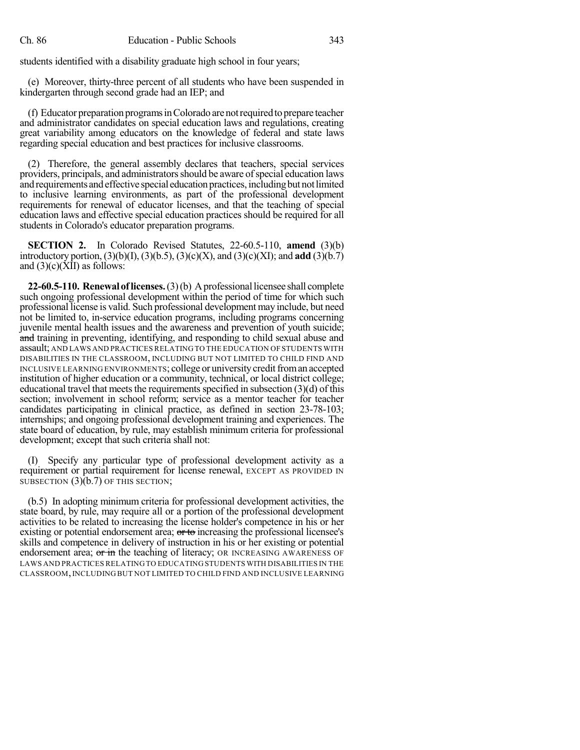students identified with a disability graduate high school in four years;

(e) Moreover, thirty-three percent of all students who have been suspended in kindergarten through second grade had an IEP; and

(f) Educator preparation programs in Colorado are not required to prepare teacher and administrator candidates on special education laws and regulations, creating great variability among educators on the knowledge of federal and state laws regarding special education and best practices for inclusive classrooms.

(2) Therefore, the general assembly declares that teachers, special services providers, principals, and administrators should be aware of special education laws and requirements and effective special education practices, including but not limited to inclusive learning environments, as part of the professional development requirements for renewal of educator licenses, and that the teaching of special education laws and effective special education practices should be required for all students in Colorado's educator preparation programs.

**SECTION 2.** In Colorado Revised Statutes, 22-60.5-110, **amend** (3)(b) introductory portion, (3)(b)(I), (3)(b.5), (3)(c)(X), and (3)(c)(XI); and **add** (3)(b.7) and (3)(c)(XII) as follows:

**22-60.5-110. Renewal of licenses.** (3) (b) A professional licensee shall complete such ongoing professional development within the period of time for which such professional license is valid. Such professional development may include, but need not be limited to, in-service education programs, including programs concerning juvenile mental health issues and the awareness and prevention of youth suicide; ~~and~~ training in preventing, identifying, and responding to child sexual abuse and assault; AND LAWS AND PRACTICES RELATING TO THE EDUCATION OF STUDENTS WITH DISABILITIES IN THE CLASSROOM, INCLUDING BUT NOT LIMITED TO CHILD FIND AND INCLUSIVE LEARNING ENVIRONMENTS; college or university credit from an accepted institution of higher education or a community, technical, or local district college; educational travel that meets the requirements specified in subsection (3)(d) of this section; involvement in school reform; service as a mentor teacher for teacher candidates participating in clinical practice, as defined in section 23-78-103; internships; and ongoing professional development training and experiences. The state board of education, by rule, may establish minimum criteria for professional development; except that such criteria shall not:

(I) Specify any particular type of professional development activity as a requirement or partial requirement for license renewal, EXCEPT AS PROVIDED IN SUBSECTION (3)(b.7) OF THIS SECTION;

(b.5) In adopting minimum criteria for professional development activities, the state board, by rule, may require all or a portion of the professional development activities to be related to increasing the license holder's competence in his or her existing or potential endorsement area; ~~or to~~ increasing the professional licensee's skills and competence in delivery of instruction in his or her existing or potential endorsement area; ~~or in~~ the teaching of literacy; OR INCREASING AWARENESS OF LAWS AND PRACTICES RELATING TO EDUCATING STUDENTS WITH DISABILITIES IN THE CLASSROOM, INCLUDING BUT NOT LIMITED TO CHILD FIND AND INCLUSIVE LEARNING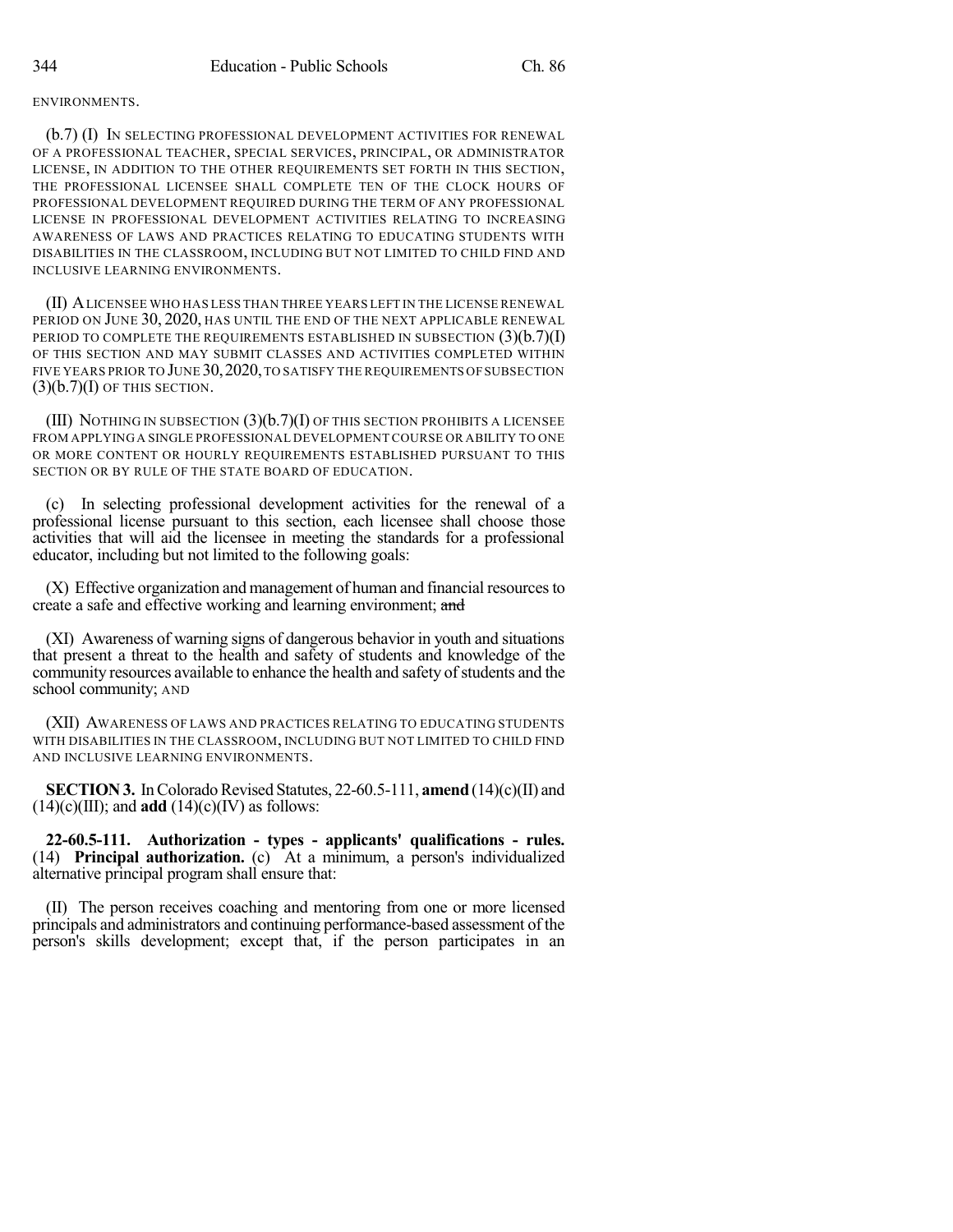ENVIRONMENTS.

(b.7) (I) IN SELECTING PROFESSIONAL DEVELOPMENT ACTIVITIES FOR RENEWAL OF A PROFESSIONAL TEACHER, SPECIAL SERVICES, PRINCIPAL, OR ADMINISTRATOR LICENSE, IN ADDITION TO THE OTHER REQUIREMENTS SET FORTH IN THIS SECTION, THE PROFESSIONAL LICENSEE SHALL COMPLETE TEN OF THE CLOCK HOURS OF PROFESSIONAL DEVELOPMENT REQUIRED DURING THE TERM OF ANY PROFESSIONAL LICENSE IN PROFESSIONAL DEVELOPMENT ACTIVITIES RELATING TO INCREASING AWARENESS OF LAWS AND PRACTICES RELATING TO EDUCATING STUDENTS WITH DISABILITIES IN THE CLASSROOM, INCLUDING BUT NOT LIMITED TO CHILD FIND AND INCLUSIVE LEARNING ENVIRONMENTS.

(II) A LICENSEE WHO HAS LESS THAN THREE YEARS LEFT IN THE LICENSE RENEWAL PERIOD ON JUNE 30, 2020, HAS UNTIL THE END OF THE NEXT APPLICABLE RENEWAL PERIOD TO COMPLETE THE REQUIREMENTS ESTABLISHED IN SUBSECTION (3)(b.7)(I) OF THIS SECTION AND MAY SUBMIT CLASSES AND ACTIVITIES COMPLETED WITHIN FIVE YEARS PRIOR TO JUNE 30, 2020, TO SATISFY THE REQUIREMENTS OF SUBSECTION (3)(b.7)(I) OF THIS SECTION.

(III) NOTHING IN SUBSECTION (3)(b.7)(I) OF THIS SECTION PROHIBITS A LICENSEE FROM APPLYING A SINGLE PROFESSIONAL DEVELOPMENT COURSE OR ABILITY TO ONE OR MORE CONTENT OR HOURLY REQUIREMENTS ESTABLISHED PURSUANT TO THIS SECTION OR BY RULE OF THE STATE BOARD OF EDUCATION.

(c) In selecting professional development activities for the renewal of a professional license pursuant to this section, each licensee shall choose those activities that will aid the licensee in meeting the standards for a professional educator, including but not limited to the following goals:

(X) Effective organization and management of human and financial resources to create a safe and effective working and learning environment; ~~and~~

(XI) Awareness of warning signs of dangerous behavior in youth and situations that present a threat to the health and safety of students and knowledge of the community resources available to enhance the health and safety of students and the school community; AND

(XII) AWARENESS OF LAWS AND PRACTICES RELATING TO EDUCATING STUDENTS WITH DISABILITIES IN THE CLASSROOM, INCLUDING BUT NOT LIMITED TO CHILD FIND AND INCLUSIVE LEARNING ENVIRONMENTS.

**SECTION 3.** In Colorado Revised Statutes, 22-60.5-111, **amend** (14)(c)(II) and (14)(c)(III); and **add** (14)(c)(IV) as follows:

**22-60.5-111. Authorization - types - applicants' qualifications - rules.** (14) **Principal authorization.** (c) At a minimum, a person's individualized alternative principal program shall ensure that:

(II) The person receives coaching and mentoring from one or more licensed principals and administrators and continuing performance-based assessment of the person's skills development; except that, if the person participates in an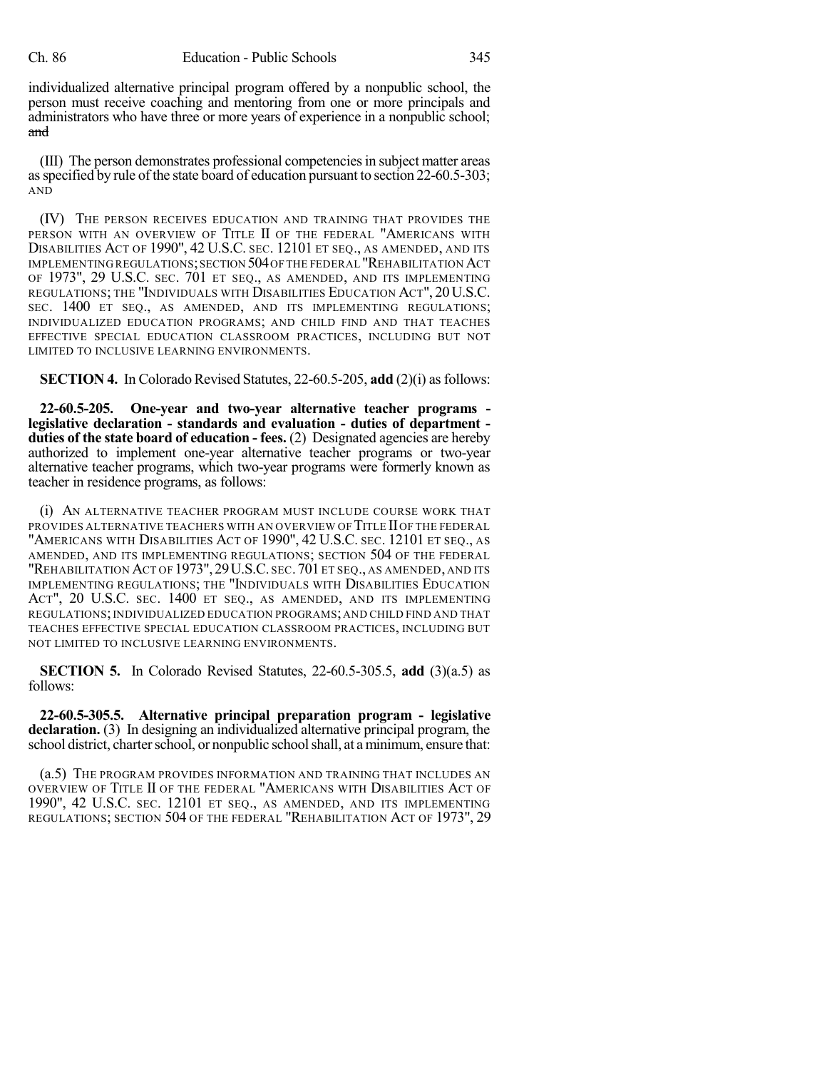individualized alternative principal program offered by a nonpublic school, the person must receive coaching and mentoring from one or more principals and administrators who have three or more years of experience in a nonpublic school; ~~and~~

(III) The person demonstrates professional competencies in subject matter areas as specified by rule of the state board of education pursuant to section 22-60.5-303; AND

(IV) THE PERSON RECEIVES EDUCATION AND TRAINING THAT PROVIDES THE PERSON WITH AN OVERVIEW OF TITLE II OF THE FEDERAL "AMERICANS WITH DISABILITIES ACT OF 1990", 42 U.S.C. SEC. 12101 ET SEQ., AS AMENDED, AND ITS IMPLEMENTING REGULATIONS; SECTION 504 OF THE FEDERAL "REHABILITATION ACT OF 1973", 29 U.S.C. SEC. 701 ET SEQ., AS AMENDED, AND ITS IMPLEMENTING REGULATIONS; THE "INDIVIDUALS WITH DISABILITIES EDUCATION ACT", 20 U.S.C. SEC. 1400 ET SEQ., AS AMENDED, AND ITS IMPLEMENTING REGULATIONS; INDIVIDUALIZED EDUCATION PROGRAMS; AND CHILD FIND AND THAT TEACHES EFFECTIVE SPECIAL EDUCATION CLASSROOM PRACTICES, INCLUDING BUT NOT LIMITED TO INCLUSIVE LEARNING ENVIRONMENTS.

**SECTION 4.** In Colorado Revised Statutes, 22-60.5-205, **add** (2)(i) as follows:

**22-60.5-205. One-year and two-year alternative teacher programs - legislative declaration - standards and evaluation - duties of department - duties of the state board of education - fees.** (2) Designated agencies are hereby authorized to implement one-year alternative teacher programs or two-year alternative teacher programs, which two-year programs were formerly known as teacher in residence programs, as follows:

(i) AN ALTERNATIVE TEACHER PROGRAM MUST INCLUDE COURSE WORK THAT PROVIDES ALTERNATIVE TEACHERS WITH AN OVERVIEW OF TITLE II OF THE FEDERAL "AMERICANS WITH DISABILITIES ACT OF 1990", 42 U.S.C. SEC. 12101 ET SEQ., AS AMENDED, AND ITS IMPLEMENTING REGULATIONS; SECTION 504 OF THE FEDERAL "REHABILITATION ACT OF 1973", 29 U.S.C. SEC. 701 ET SEQ., AS AMENDED, AND ITS IMPLEMENTING REGULATIONS; THE "INDIVIDUALS WITH DISABILITIES EDUCATION ACT", 20 U.S.C. SEC. 1400 ET SEQ., AS AMENDED, AND ITS IMPLEMENTING REGULATIONS; INDIVIDUALIZED EDUCATION PROGRAMS; AND CHILD FIND AND THAT TEACHES EFFECTIVE SPECIAL EDUCATION CLASSROOM PRACTICES, INCLUDING BUT NOT LIMITED TO INCLUSIVE LEARNING ENVIRONMENTS.

**SECTION 5.** In Colorado Revised Statutes, 22-60.5-305.5, **add** (3)(a.5) as follows:

**22-60.5-305.5. Alternative principal preparation program - legislative declaration.** (3) In designing an individualized alternative principal program, the school district, charter school, or nonpublic school shall, at a minimum, ensure that:

(a.5) THE PROGRAM PROVIDES INFORMATION AND TRAINING THAT INCLUDES AN OVERVIEW OF TITLE II OF THE FEDERAL "AMERICANS WITH DISABILITIES ACT OF 1990", 42 U.S.C. SEC. 12101 ET SEQ., AS AMENDED, AND ITS IMPLEMENTING REGULATIONS; SECTION 504 OF THE FEDERAL "REHABILITATION ACT OF 1973", 29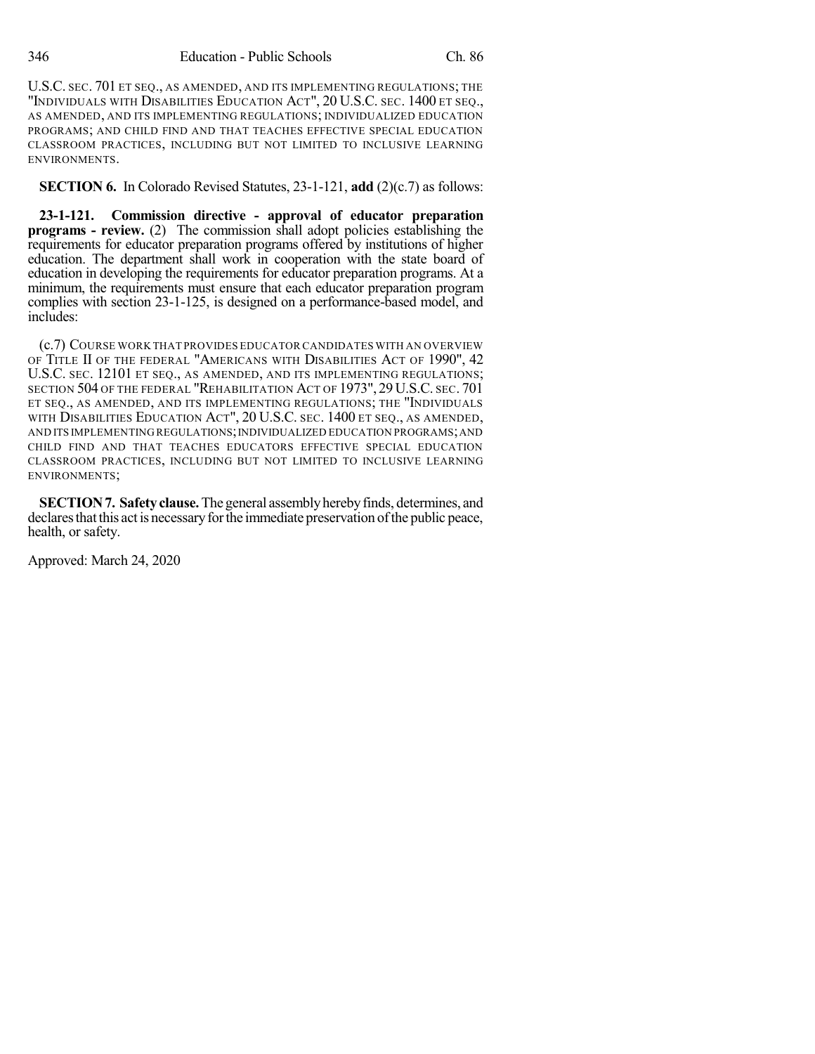U.S.C. SEC. 701 ET SEQ., AS AMENDED, AND ITS IMPLEMENTING REGULATIONS; THE "INDIVIDUALS WITH DISABILITIES EDUCATION ACT", 20 U.S.C. SEC. 1400 ET SEQ., AS AMENDED, AND ITS IMPLEMENTING REGULATIONS; INDIVIDUALIZED EDUCATION PROGRAMS; AND CHILD FIND AND THAT TEACHES EFFECTIVE SPECIAL EDUCATION CLASSROOM PRACTICES, INCLUDING BUT NOT LIMITED TO INCLUSIVE LEARNING ENVIRONMENTS.

**SECTION 6.** In Colorado Revised Statutes, 23-1-121, **add** (2)(c.7) as follows:

**23-1-121. Commission directive - approval of educator preparation programs - review.** (2) The commission shall adopt policies establishing the requirements for educator preparation programs offered by institutions of higher education. The department shall work in cooperation with the state board of education in developing the requirements for educator preparation programs. At a minimum, the requirements must ensure that each educator preparation program complies with section 23-1-125, is designed on a performance-based model, and includes:

(c.7) COURSE WORK THAT PROVIDES EDUCATOR CANDIDATES WITH AN OVERVIEW OF TITLE II OF THE FEDERAL "AMERICANS WITH DISABILITIES ACT OF 1990", 42 U.S.C. SEC. 12101 ET SEQ., AS AMENDED, AND ITS IMPLEMENTING REGULATIONS; SECTION 504 OF THE FEDERAL "REHABILITATION ACT OF 1973", 29 U.S.C. SEC. 701 ET SEQ., AS AMENDED, AND ITS IMPLEMENTING REGULATIONS; THE "INDIVIDUALS WITH DISABILITIES EDUCATION ACT", 20 U.S.C. SEC. 1400 ET SEQ., AS AMENDED, AND ITS IMPLEMENTING REGULATIONS; INDIVIDUALIZED EDUCATION PROGRAMS; AND CHILD FIND AND THAT TEACHES EDUCATORS EFFECTIVE SPECIAL EDUCATION CLASSROOM PRACTICES, INCLUDING BUT NOT LIMITED TO INCLUSIVE LEARNING ENVIRONMENTS;

**SECTION 7. Safety clause.** The general assembly hereby finds, determines, and declares that this act is necessary for the immediate preservation of the public peace, health, or safety.

Approved: March 24, 2020